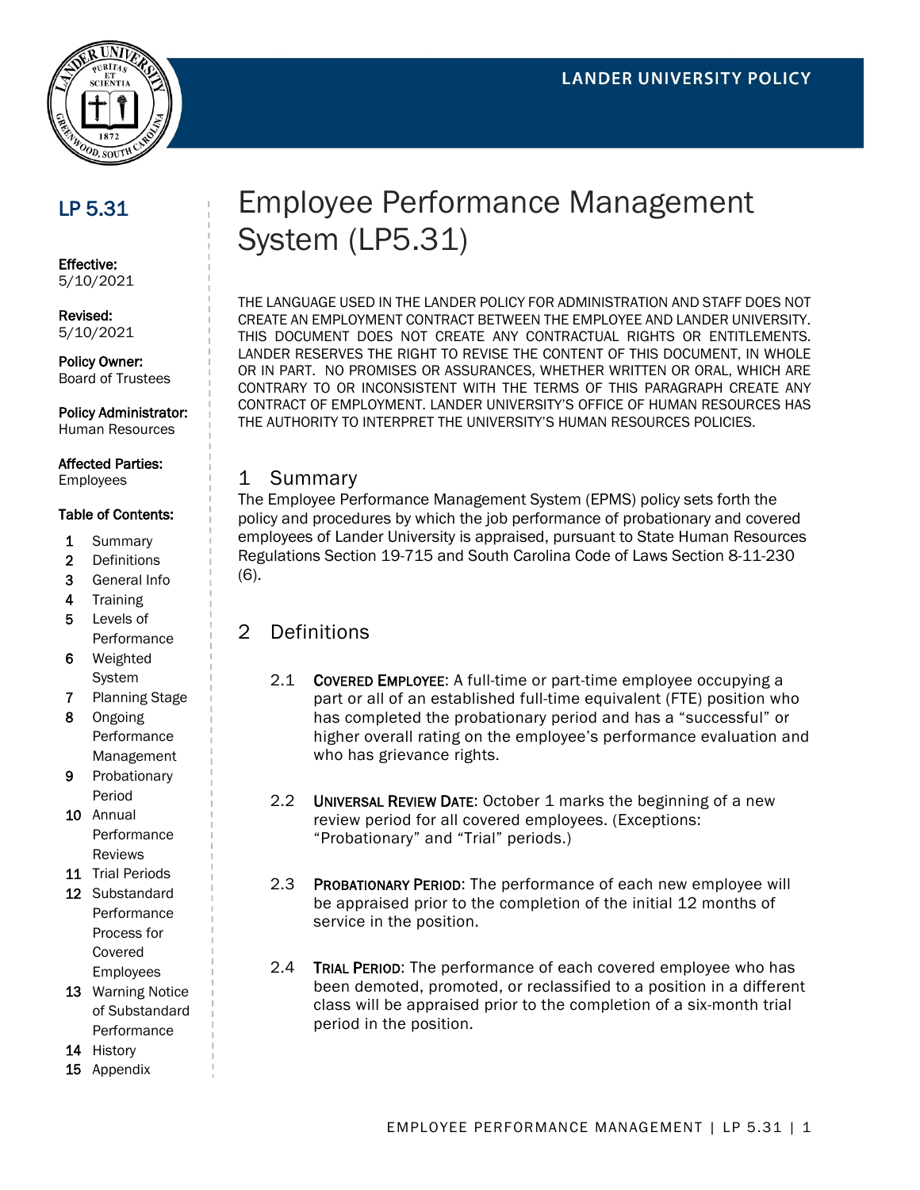LANDER UNIVERSITY POLICY

## LP 5.31

**Effective:**
5/10/2021

**Revised:**
5/10/2021

**Policy Owner:**
Board of Trustees

**Policy Administrator:**
Human Resources

**Affected Parties:**
Employees

**Table of Contents:**

1. Summary
2. Definitions
3. General Info
4. Training
5. Levels of Performance
6. Weighted System
7. Planning Stage
8. Ongoing Performance Management
9. Probationary Period
10. Annual Performance Reviews
11. Trial Periods
12. Substandard Performance Process for Covered Employees
13. Warning Notice of Substandard Performance
14. History
15. Appendix

# Employee Performance Management System (LP5.31)

THE LANGUAGE USED IN THE LANDER POLICY FOR ADMINISTRATION AND STAFF DOES NOT CREATE AN EMPLOYMENT CONTRACT BETWEEN THE EMPLOYEE AND LANDER UNIVERSITY. THIS DOCUMENT DOES NOT CREATE ANY CONTRACTUAL RIGHTS OR ENTITLEMENTS. LANDER RESERVES THE RIGHT TO REVISE THE CONTENT OF THIS DOCUMENT, IN WHOLE OR IN PART. NO PROMISES OR ASSURANCES, WHETHER WRITTEN OR ORAL, WHICH ARE CONTRARY TO OR INCONSISTENT WITH THE TERMS OF THIS PARAGRAPH CREATE ANY CONTRACT OF EMPLOYMENT. LANDER UNIVERSITY'S OFFICE OF HUMAN RESOURCES HAS THE AUTHORITY TO INTERPRET THE UNIVERSITY'S HUMAN RESOURCES POLICIES.

## 1 Summary

The Employee Performance Management System (EPMS) policy sets forth the policy and procedures by which the job performance of probationary and covered employees of Lander University is appraised, pursuant to State Human Resources Regulations Section 19-715 and South Carolina Code of Laws Section 8-11-230 (6).

## 2 Definitions

2.1 **COVERED EMPLOYEE**: A full-time or part-time employee occupying a part or all of an established full-time equivalent (FTE) position who has completed the probationary period and has a "successful" or higher overall rating on the employee's performance evaluation and who has grievance rights.

2.2 **UNIVERSAL REVIEW DATE**: October 1 marks the beginning of a new review period for all covered employees. (Exceptions: "Probationary" and "Trial" periods.)

2.3 **PROBATIONARY PERIOD**: The performance of each new employee will be appraised prior to the completion of the initial 12 months of service in the position.

2.4 **TRIAL PERIOD**: The performance of each covered employee who has been demoted, promoted, or reclassified to a position in a different class will be appraised prior to the completion of a six-month trial period in the position.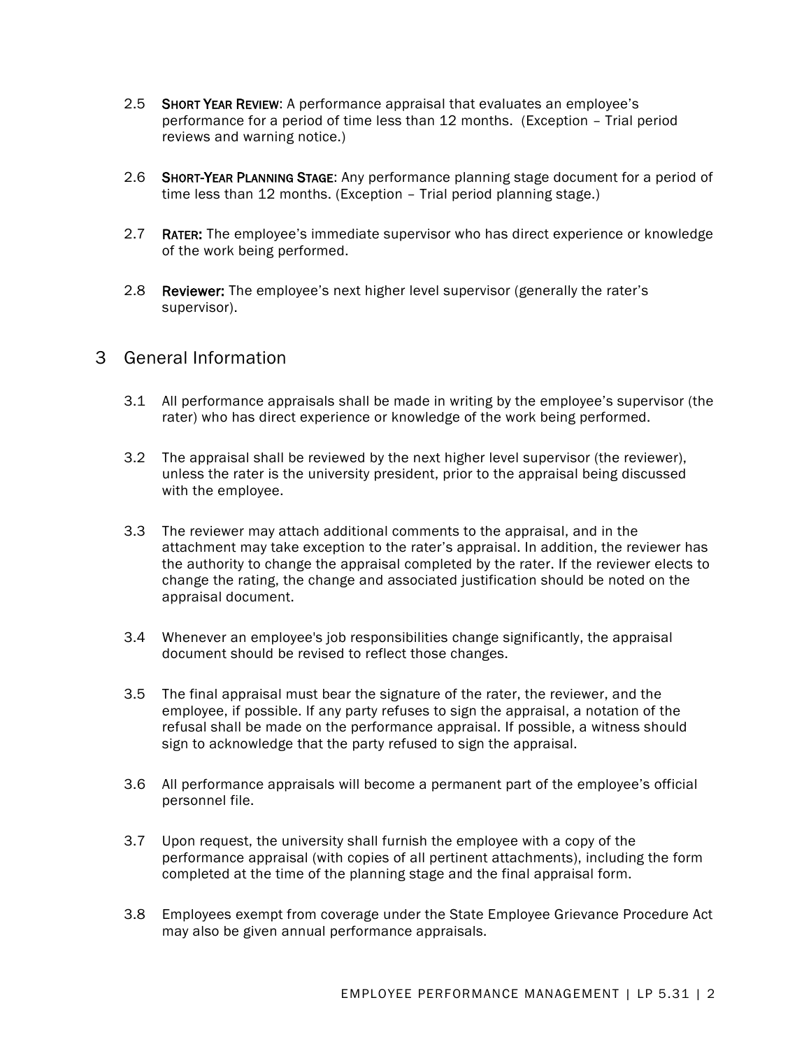2.5 **Short Year Review**: A performance appraisal that evaluates an employee's performance for a period of time less than 12 months. (Exception – Trial period reviews and warning notice.)

2.6 **Short-Year Planning Stage**: Any performance planning stage document for a period of time less than 12 months. (Exception – Trial period planning stage.)

2.7 **Rater:** The employee's immediate supervisor who has direct experience or knowledge of the work being performed.

2.8 **Reviewer:** The employee's next higher level supervisor (generally the rater's supervisor).

# 3 General Information

3.1 All performance appraisals shall be made in writing by the employee's supervisor (the rater) who has direct experience or knowledge of the work being performed.

3.2 The appraisal shall be reviewed by the next higher level supervisor (the reviewer), unless the rater is the university president, prior to the appraisal being discussed with the employee.

3.3 The reviewer may attach additional comments to the appraisal, and in the attachment may take exception to the rater's appraisal. In addition, the reviewer has the authority to change the appraisal completed by the rater. If the reviewer elects to change the rating, the change and associated justification should be noted on the appraisal document.

3.4 Whenever an employee's job responsibilities change significantly, the appraisal document should be revised to reflect those changes.

3.5 The final appraisal must bear the signature of the rater, the reviewer, and the employee, if possible. If any party refuses to sign the appraisal, a notation of the refusal shall be made on the performance appraisal. If possible, a witness should sign to acknowledge that the party refused to sign the appraisal.

3.6 All performance appraisals will become a permanent part of the employee's official personnel file.

3.7 Upon request, the university shall furnish the employee with a copy of the performance appraisal (with copies of all pertinent attachments), including the form completed at the time of the planning stage and the final appraisal form.

3.8 Employees exempt from coverage under the State Employee Grievance Procedure Act may also be given annual performance appraisals.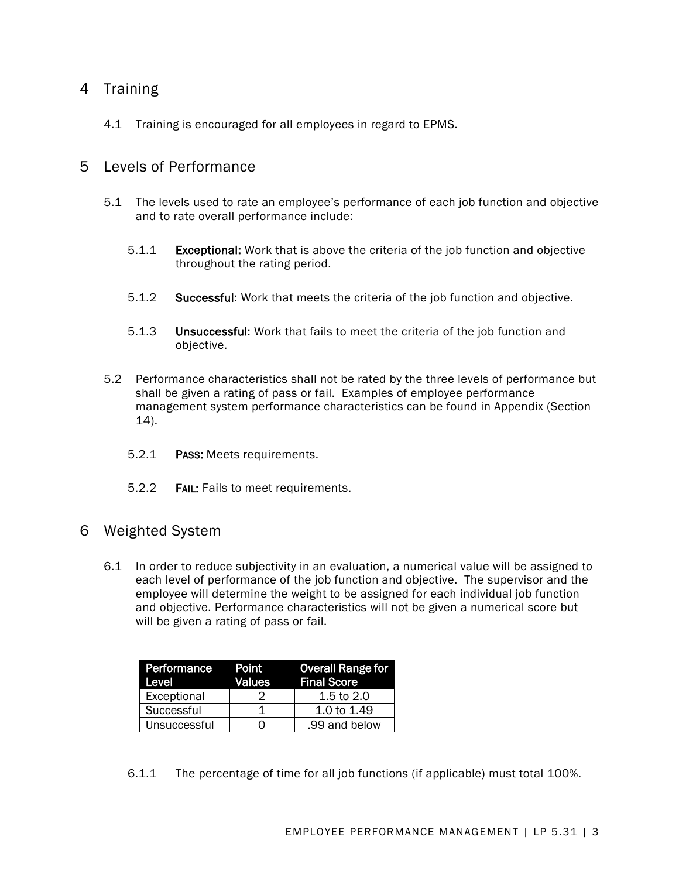## 4 Training

4.1 Training is encouraged for all employees in regard to EPMS.

## 5 Levels of Performance

5.1 The levels used to rate an employee's performance of each job function and objective and to rate overall performance include:

5.1.1 **Exceptional:** Work that is above the criteria of the job function and objective throughout the rating period.

5.1.2 **Successful**: Work that meets the criteria of the job function and objective.

5.1.3 **Unsuccessful**: Work that fails to meet the criteria of the job function and objective.

5.2 Performance characteristics shall not be rated by the three levels of performance but shall be given a rating of pass or fail. Examples of employee performance management system performance characteristics can be found in Appendix (Section 14).

5.2.1 **PASS:** Meets requirements.

5.2.2 **FAIL:** Fails to meet requirements.

## 6 Weighted System

6.1 In order to reduce subjectivity in an evaluation, a numerical value will be assigned to each level of performance of the job function and objective. The supervisor and the employee will determine the weight to be assigned for each individual job function and objective. Performance characteristics will not be given a numerical score but will be given a rating of pass or fail.

| Performance Level | Point Values | Overall Range for Final Score |
|---|---|---|
| Exceptional | 2 | 1.5 to 2.0 |
| Successful | 1 | 1.0 to 1.49 |
| Unsuccessful | 0 | .99 and below |

6.1.1 The percentage of time for all job functions (if applicable) must total 100%.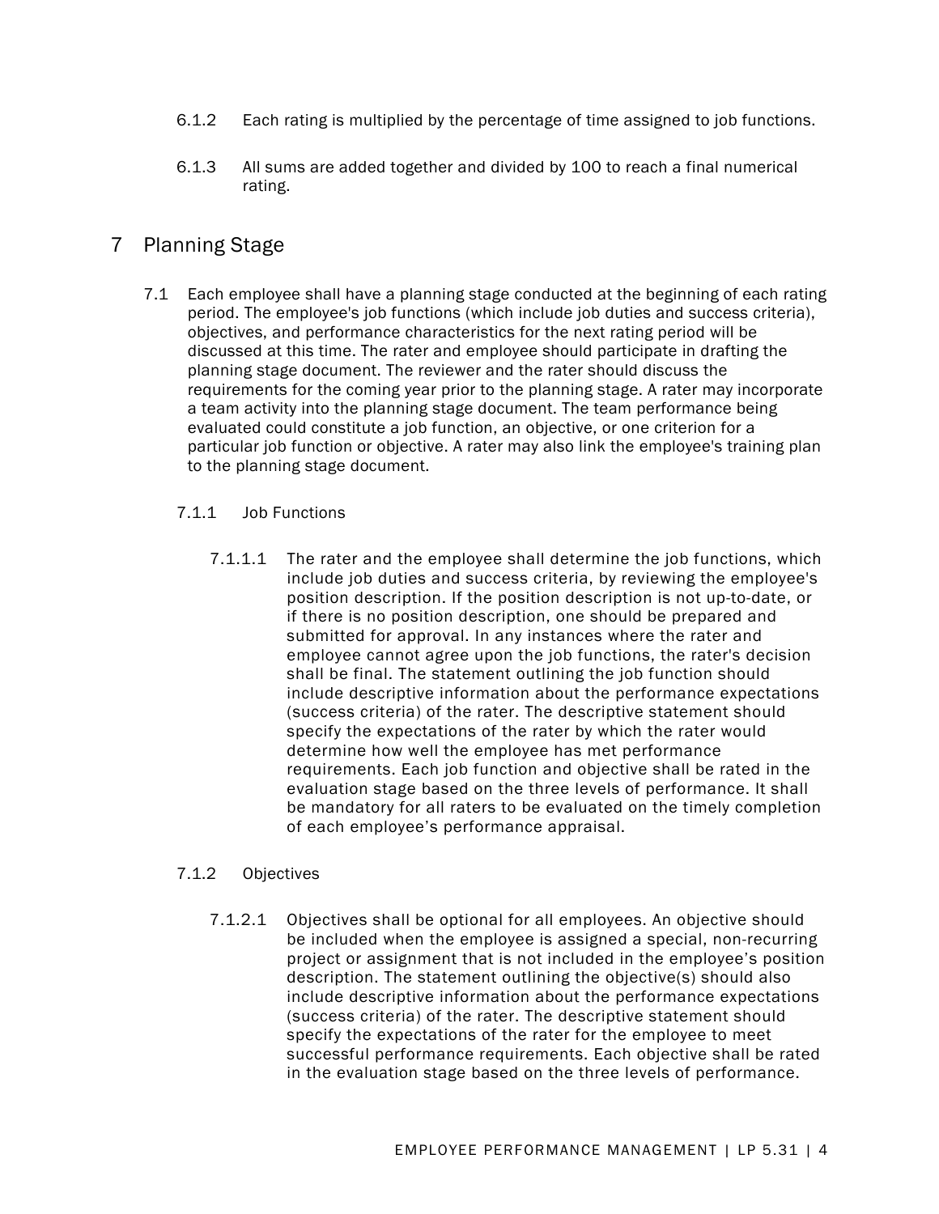6.1.2 Each rating is multiplied by the percentage of time assigned to job functions.

6.1.3 All sums are added together and divided by 100 to reach a final numerical rating.

# 7 Planning Stage

7.1 Each employee shall have a planning stage conducted at the beginning of each rating period. The employee's job functions (which include job duties and success criteria), objectives, and performance characteristics for the next rating period will be discussed at this time. The rater and employee should participate in drafting the planning stage document. The reviewer and the rater should discuss the requirements for the coming year prior to the planning stage. A rater may incorporate a team activity into the planning stage document. The team performance being evaluated could constitute a job function, an objective, or one criterion for a particular job function or objective. A rater may also link the employee's training plan to the planning stage document.

7.1.1 Job Functions

7.1.1.1 The rater and the employee shall determine the job functions, which include job duties and success criteria, by reviewing the employee's position description. If the position description is not up-to-date, or if there is no position description, one should be prepared and submitted for approval. In any instances where the rater and employee cannot agree upon the job functions, the rater's decision shall be final. The statement outlining the job function should include descriptive information about the performance expectations (success criteria) of the rater. The descriptive statement should specify the expectations of the rater by which the rater would determine how well the employee has met performance requirements. Each job function and objective shall be rated in the evaluation stage based on the three levels of performance. It shall be mandatory for all raters to be evaluated on the timely completion of each employee's performance appraisal.

7.1.2 Objectives

7.1.2.1 Objectives shall be optional for all employees. An objective should be included when the employee is assigned a special, non-recurring project or assignment that is not included in the employee's position description. The statement outlining the objective(s) should also include descriptive information about the performance expectations (success criteria) of the rater. The descriptive statement should specify the expectations of the rater for the employee to meet successful performance requirements. Each objective shall be rated in the evaluation stage based on the three levels of performance.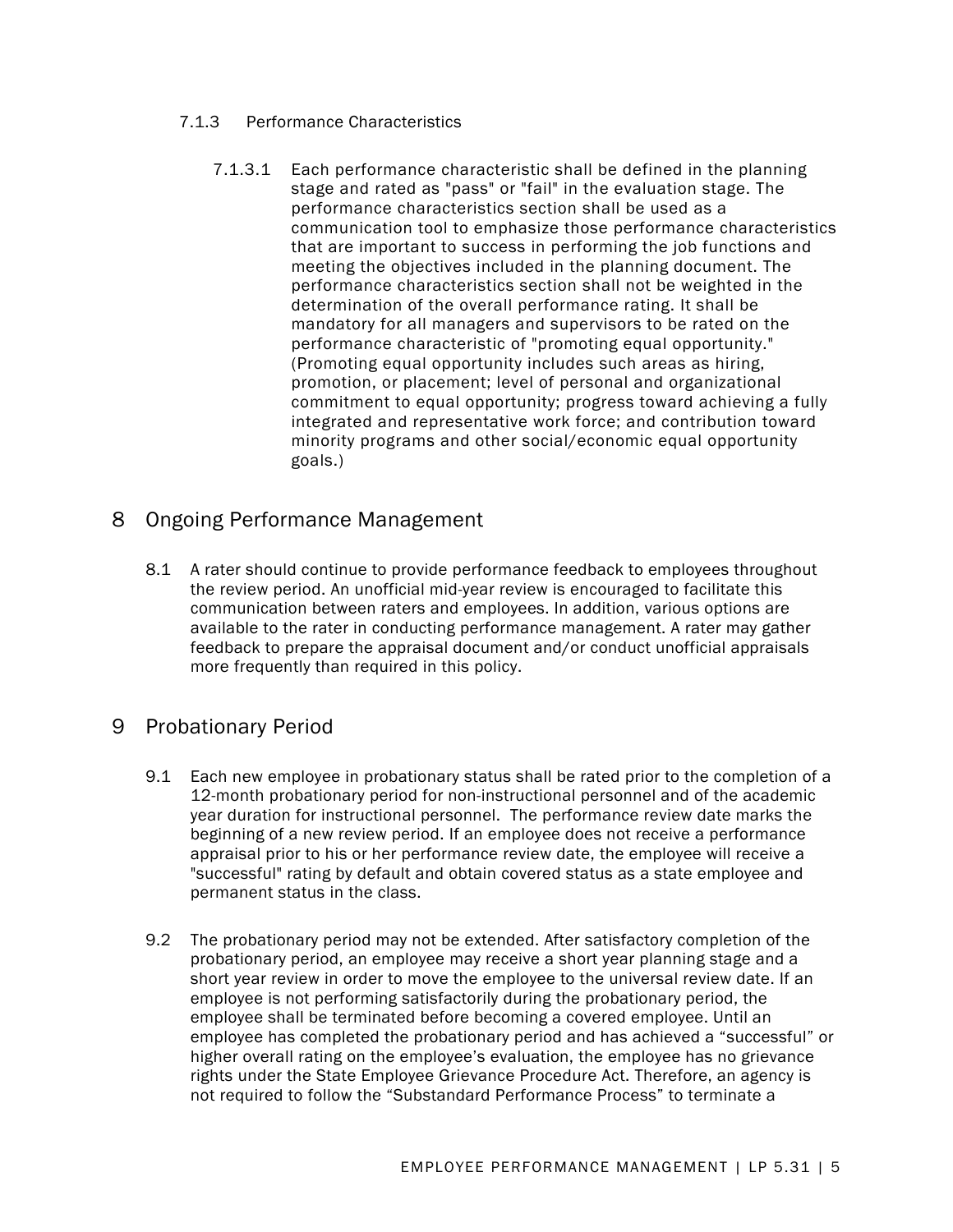### 7.1.3 Performance Characteristics

7.1.3.1 Each performance characteristic shall be defined in the planning stage and rated as "pass" or "fail" in the evaluation stage. The performance characteristics section shall be used as a communication tool to emphasize those performance characteristics that are important to success in performing the job functions and meeting the objectives included in the planning document. The performance characteristics section shall not be weighted in the determination of the overall performance rating. It shall be mandatory for all managers and supervisors to be rated on the performance characteristic of "promoting equal opportunity." (Promoting equal opportunity includes such areas as hiring, promotion, or placement; level of personal and organizational commitment to equal opportunity; progress toward achieving a fully integrated and representative work force; and contribution toward minority programs and other social/economic equal opportunity goals.)

## 8 Ongoing Performance Management

8.1 A rater should continue to provide performance feedback to employees throughout the review period. An unofficial mid-year review is encouraged to facilitate this communication between raters and employees. In addition, various options are available to the rater in conducting performance management. A rater may gather feedback to prepare the appraisal document and/or conduct unofficial appraisals more frequently than required in this policy.

## 9 Probationary Period

9.1 Each new employee in probationary status shall be rated prior to the completion of a 12-month probationary period for non-instructional personnel and of the academic year duration for instructional personnel. The performance review date marks the beginning of a new review period. If an employee does not receive a performance appraisal prior to his or her performance review date, the employee will receive a "successful" rating by default and obtain covered status as a state employee and permanent status in the class.

9.2 The probationary period may not be extended. After satisfactory completion of the probationary period, an employee may receive a short year planning stage and a short year review in order to move the employee to the universal review date. If an employee is not performing satisfactorily during the probationary period, the employee shall be terminated before becoming a covered employee. Until an employee has completed the probationary period and has achieved a “successful” or higher overall rating on the employee’s evaluation, the employee has no grievance rights under the State Employee Grievance Procedure Act. Therefore, an agency is not required to follow the “Substandard Performance Process” to terminate a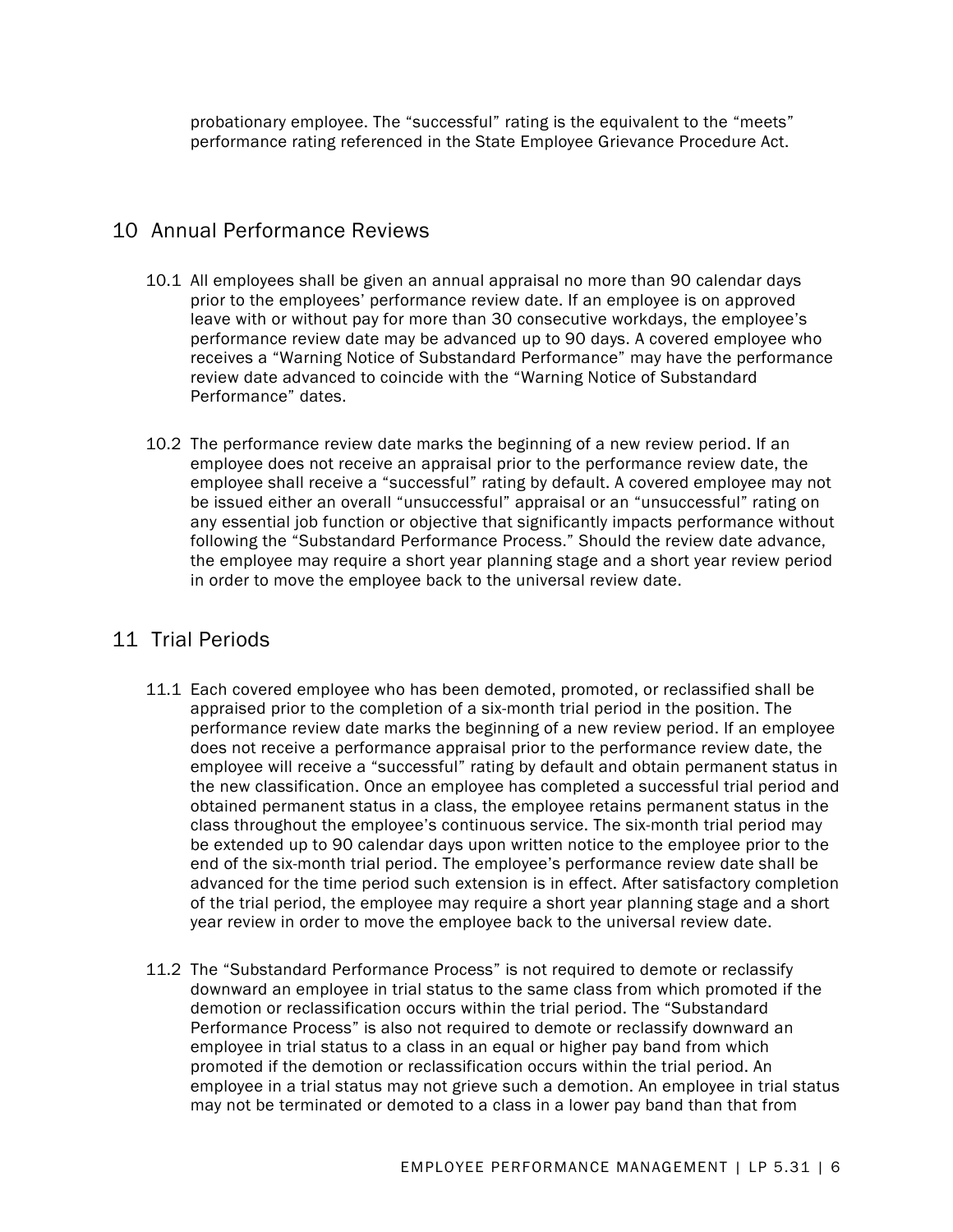probationary employee. The “successful” rating is the equivalent to the “meets” performance rating referenced in the State Employee Grievance Procedure Act.

## 10 Annual Performance Reviews

10.1 All employees shall be given an annual appraisal no more than 90 calendar days prior to the employees’ performance review date. If an employee is on approved leave with or without pay for more than 30 consecutive workdays, the employee’s performance review date may be advanced up to 90 days. A covered employee who receives a “Warning Notice of Substandard Performance” may have the performance review date advanced to coincide with the “Warning Notice of Substandard Performance” dates.

10.2 The performance review date marks the beginning of a new review period. If an employee does not receive an appraisal prior to the performance review date, the employee shall receive a “successful” rating by default. A covered employee may not be issued either an overall “unsuccessful” appraisal or an “unsuccessful” rating on any essential job function or objective that significantly impacts performance without following the “Substandard Performance Process.” Should the review date advance, the employee may require a short year planning stage and a short year review period in order to move the employee back to the universal review date.

## 11 Trial Periods

11.1 Each covered employee who has been demoted, promoted, or reclassified shall be appraised prior to the completion of a six-month trial period in the position. The performance review date marks the beginning of a new review period. If an employee does not receive a performance appraisal prior to the performance review date, the employee will receive a “successful” rating by default and obtain permanent status in the new classification. Once an employee has completed a successful trial period and obtained permanent status in a class, the employee retains permanent status in the class throughout the employee’s continuous service. The six-month trial period may be extended up to 90 calendar days upon written notice to the employee prior to the end of the six-month trial period. The employee’s performance review date shall be advanced for the time period such extension is in effect. After satisfactory completion of the trial period, the employee may require a short year planning stage and a short year review in order to move the employee back to the universal review date.

11.2 The “Substandard Performance Process” is not required to demote or reclassify downward an employee in trial status to the same class from which promoted if the demotion or reclassification occurs within the trial period. The “Substandard Performance Process” is also not required to demote or reclassify downward an employee in trial status to a class in an equal or higher pay band from which promoted if the demotion or reclassification occurs within the trial period. An employee in a trial status may not grieve such a demotion. An employee in trial status may not be terminated or demoted to a class in a lower pay band than that from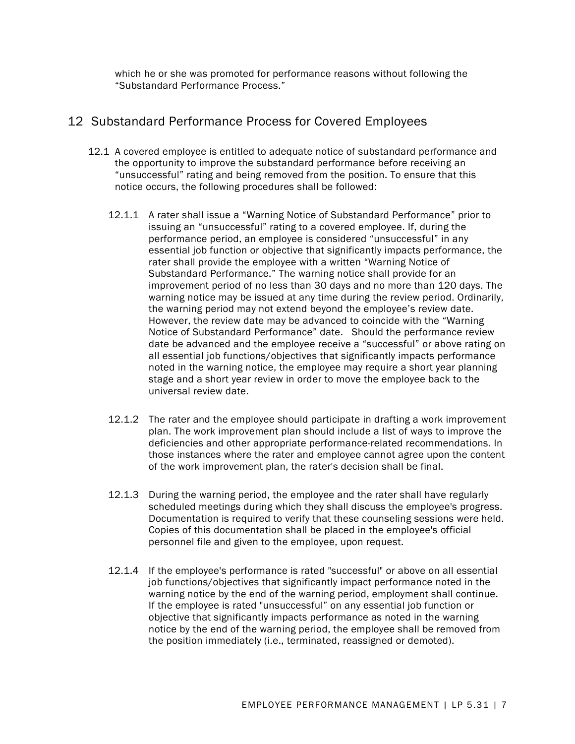which he or she was promoted for performance reasons without following the "Substandard Performance Process."

## 12 Substandard Performance Process for Covered Employees

12.1 A covered employee is entitled to adequate notice of substandard performance and the opportunity to improve the substandard performance before receiving an "unsuccessful" rating and being removed from the position. To ensure that this notice occurs, the following procedures shall be followed:

12.1.1 A rater shall issue a "Warning Notice of Substandard Performance" prior to issuing an "unsuccessful" rating to a covered employee. If, during the performance period, an employee is considered "unsuccessful" in any essential job function or objective that significantly impacts performance, the rater shall provide the employee with a written "Warning Notice of Substandard Performance." The warning notice shall provide for an improvement period of no less than 30 days and no more than 120 days. The warning notice may be issued at any time during the review period. Ordinarily, the warning period may not extend beyond the employee's review date. However, the review date may be advanced to coincide with the "Warning Notice of Substandard Performance" date. Should the performance review date be advanced and the employee receive a "successful" or above rating on all essential job functions/objectives that significantly impacts performance noted in the warning notice, the employee may require a short year planning stage and a short year review in order to move the employee back to the universal review date.

12.1.2 The rater and the employee should participate in drafting a work improvement plan. The work improvement plan should include a list of ways to improve the deficiencies and other appropriate performance-related recommendations. In those instances where the rater and employee cannot agree upon the content of the work improvement plan, the rater's decision shall be final.

12.1.3 During the warning period, the employee and the rater shall have regularly scheduled meetings during which they shall discuss the employee's progress. Documentation is required to verify that these counseling sessions were held. Copies of this documentation shall be placed in the employee's official personnel file and given to the employee, upon request.

12.1.4 If the employee's performance is rated "successful" or above on all essential job functions/objectives that significantly impact performance noted in the warning notice by the end of the warning period, employment shall continue. If the employee is rated "unsuccessful" on any essential job function or objective that significantly impacts performance as noted in the warning notice by the end of the warning period, the employee shall be removed from the position immediately (i.e., terminated, reassigned or demoted).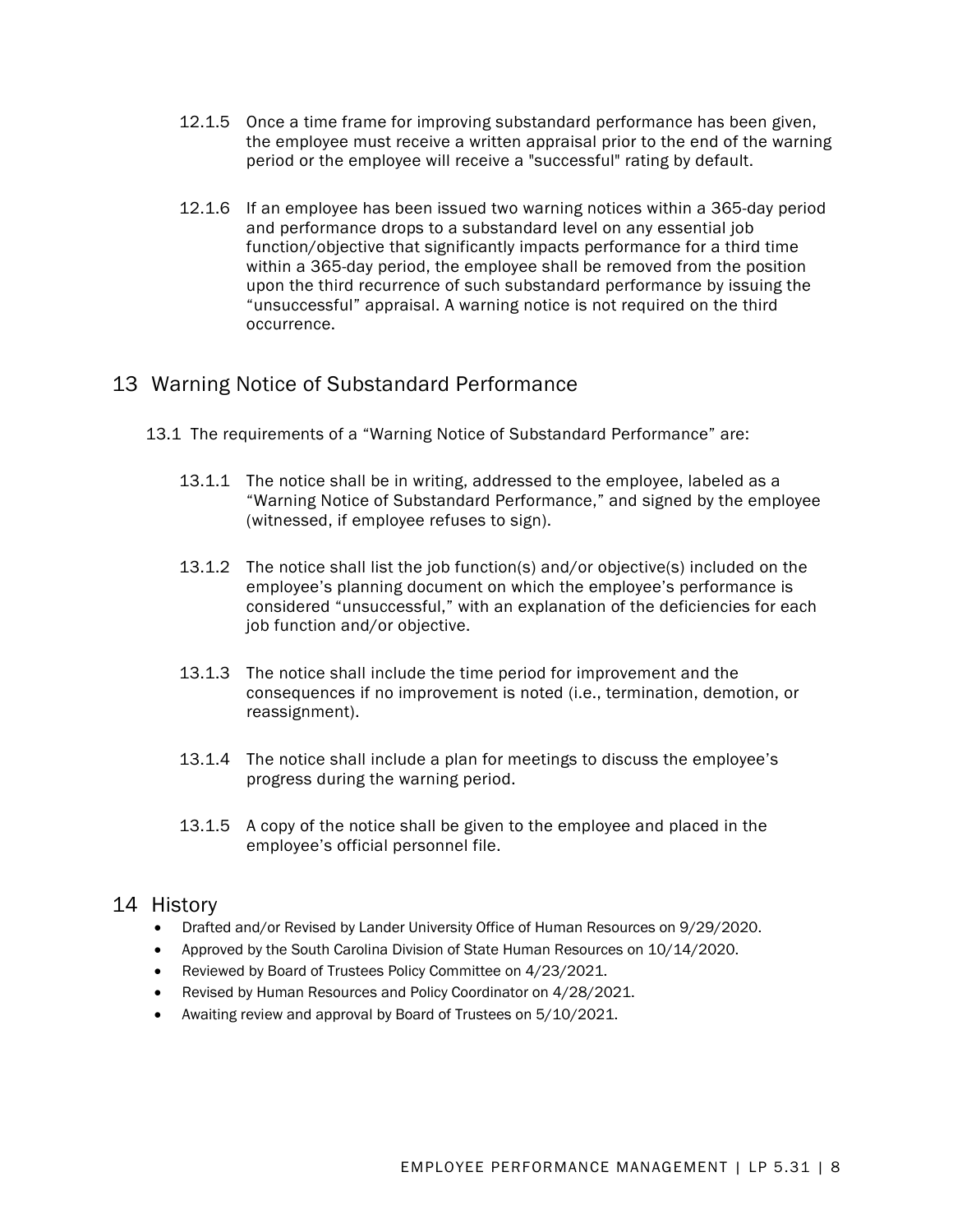12.1.5 Once a time frame for improving substandard performance has been given, the employee must receive a written appraisal prior to the end of the warning period or the employee will receive a "successful" rating by default.

12.1.6 If an employee has been issued two warning notices within a 365-day period and performance drops to a substandard level on any essential job function/objective that significantly impacts performance for a third time within a 365-day period, the employee shall be removed from the position upon the third recurrence of such substandard performance by issuing the “unsuccessful” appraisal. A warning notice is not required on the third occurrence.

# 13 Warning Notice of Substandard Performance

13.1 The requirements of a “Warning Notice of Substandard Performance” are:

13.1.1 The notice shall be in writing, addressed to the employee, labeled as a “Warning Notice of Substandard Performance,” and signed by the employee (witnessed, if employee refuses to sign).

13.1.2 The notice shall list the job function(s) and/or objective(s) included on the employee’s planning document on which the employee’s performance is considered “unsuccessful,” with an explanation of the deficiencies for each job function and/or objective.

13.1.3 The notice shall include the time period for improvement and the consequences if no improvement is noted (i.e., termination, demotion, or reassignment).

13.1.4 The notice shall include a plan for meetings to discuss the employee’s progress during the warning period.

13.1.5 A copy of the notice shall be given to the employee and placed in the employee’s official personnel file.

# 14 History

- Drafted and/or Revised by Lander University Office of Human Resources on 9/29/2020.
- Approved by the South Carolina Division of State Human Resources on 10/14/2020.
- Reviewed by Board of Trustees Policy Committee on 4/23/2021.
- Revised by Human Resources and Policy Coordinator on 4/28/2021.
- Awaiting review and approval by Board of Trustees on 5/10/2021.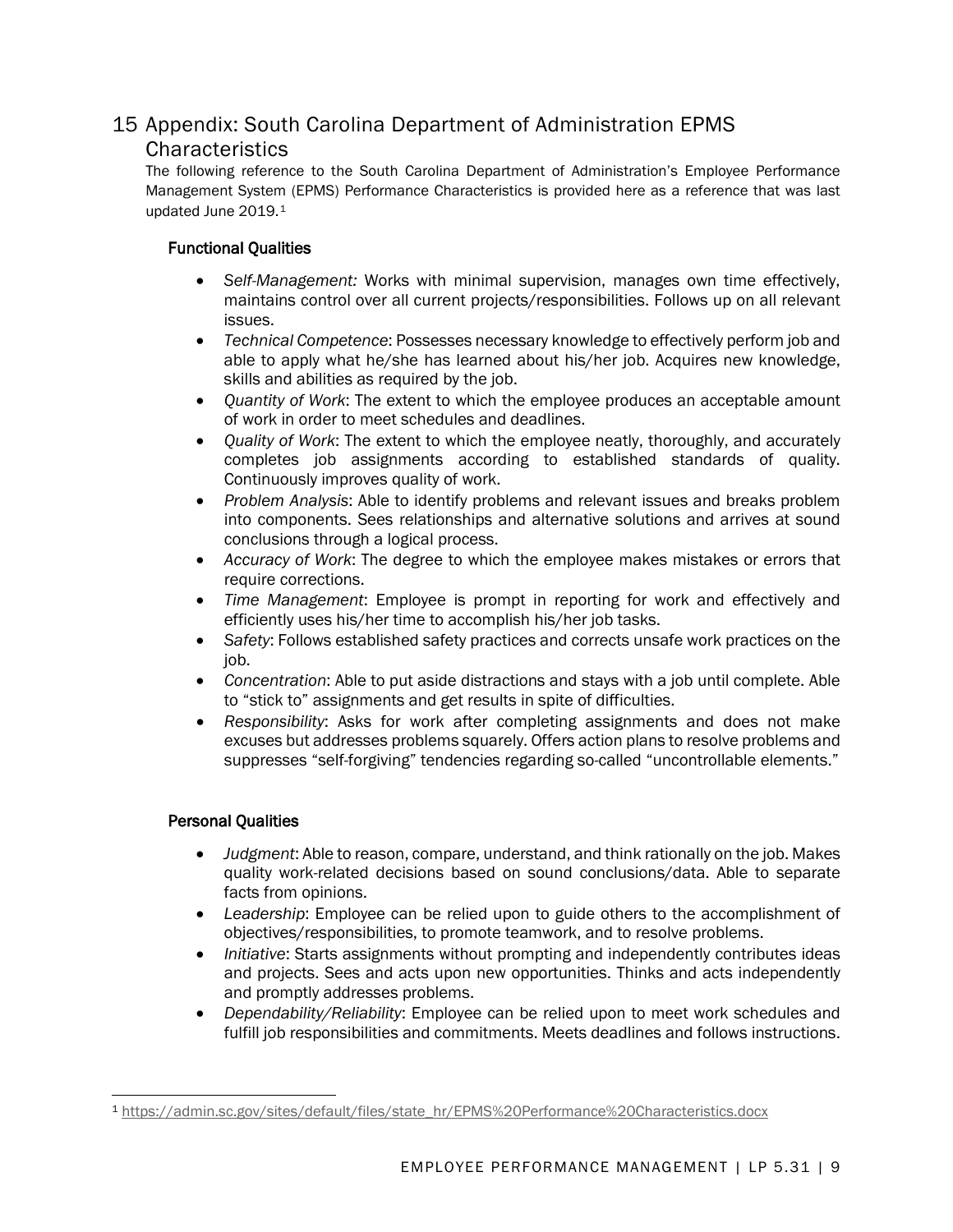# 15 Appendix: South Carolina Department of Administration EPMS Characteristics

The following reference to the South Carolina Department of Administration's Employee Performance Management System (EPMS) Performance Characteristics is provided here as a reference that was last updated June 2019.[1]

### Functional Qualities

- *Self-Management:* Works with minimal supervision, manages own time effectively, maintains control over all current projects/responsibilities. Follows up on all relevant issues.
- *Technical Competence*: Possesses necessary knowledge to effectively perform job and able to apply what he/she has learned about his/her job. Acquires new knowledge, skills and abilities as required by the job.
- *Quantity of Work*: The extent to which the employee produces an acceptable amount of work in order to meet schedules and deadlines.
- *Quality of Work*: The extent to which the employee neatly, thoroughly, and accurately completes job assignments according to established standards of quality. Continuously improves quality of work.
- *Problem Analysis*: Able to identify problems and relevant issues and breaks problem into components. Sees relationships and alternative solutions and arrives at sound conclusions through a logical process.
- *Accuracy of Work*: The degree to which the employee makes mistakes or errors that require corrections.
- *Time Management*: Employee is prompt in reporting for work and effectively and efficiently uses his/her time to accomplish his/her job tasks.
- *Safety*: Follows established safety practices and corrects unsafe work practices on the job.
- *Concentration*: Able to put aside distractions and stays with a job until complete. Able to "stick to" assignments and get results in spite of difficulties.
- *Responsibility*: Asks for work after completing assignments and does not make excuses but addresses problems squarely. Offers action plans to resolve problems and suppresses "self-forgiving" tendencies regarding so-called "uncontrollable elements."

### Personal Qualities

- *Judgment*: Able to reason, compare, understand, and think rationally on the job. Makes quality work-related decisions based on sound conclusions/data. Able to separate facts from opinions.
- *Leadership*: Employee can be relied upon to guide others to the accomplishment of objectives/responsibilities, to promote teamwork, and to resolve problems.
- *Initiative*: Starts assignments without prompting and independently contributes ideas and projects. Sees and acts upon new opportunities. Thinks and acts independently and promptly addresses problems.
- *Dependability/Reliability*: Employee can be relied upon to meet work schedules and fulfill job responsibilities and commitments. Meets deadlines and follows instructions.

---

[1] https://admin.sc.gov/sites/default/files/state_hr/EPMS%20Performance%20Characteristics.docx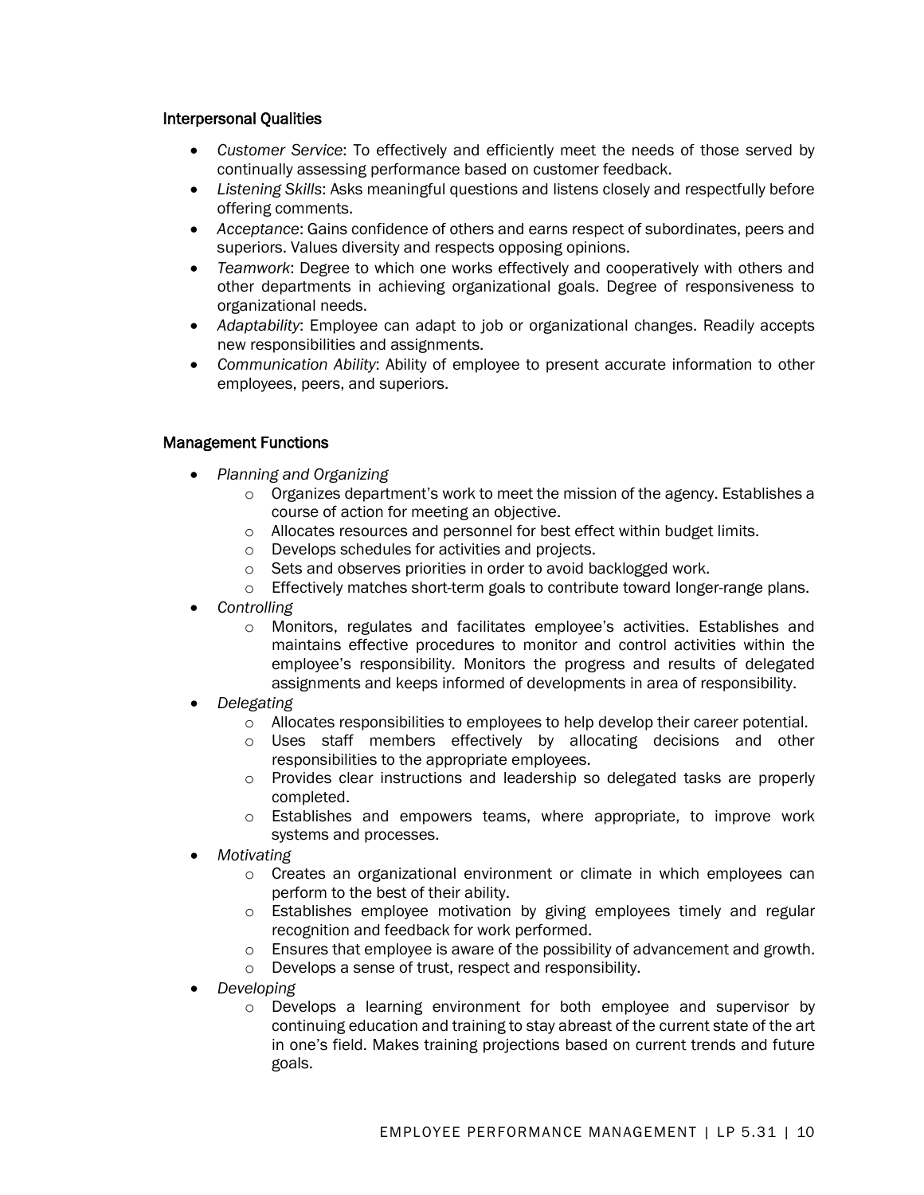### Interpersonal Qualities

- *Customer Service*: To effectively and efficiently meet the needs of those served by continually assessing performance based on customer feedback.
- *Listening Skills*: Asks meaningful questions and listens closely and respectfully before offering comments.
- *Acceptance*: Gains confidence of others and earns respect of subordinates, peers and superiors. Values diversity and respects opposing opinions.
- *Teamwork*: Degree to which one works effectively and cooperatively with others and other departments in achieving organizational goals. Degree of responsiveness to organizational needs.
- *Adaptability*: Employee can adapt to job or organizational changes. Readily accepts new responsibilities and assignments.
- *Communication Ability*: Ability of employee to present accurate information to other employees, peers, and superiors.

### Management Functions

- *Planning and Organizing*
  - Organizes department's work to meet the mission of the agency. Establishes a course of action for meeting an objective.
  - Allocates resources and personnel for best effect within budget limits.
  - Develops schedules for activities and projects.
  - Sets and observes priorities in order to avoid backlogged work.
  - Effectively matches short-term goals to contribute toward longer-range plans.
- *Controlling*
  - Monitors, regulates and facilitates employee's activities. Establishes and maintains effective procedures to monitor and control activities within the employee's responsibility. Monitors the progress and results of delegated assignments and keeps informed of developments in area of responsibility.
- *Delegating*
  - Allocates responsibilities to employees to help develop their career potential.
  - Uses staff members effectively by allocating decisions and other responsibilities to the appropriate employees.
  - Provides clear instructions and leadership so delegated tasks are properly completed.
  - Establishes and empowers teams, where appropriate, to improve work systems and processes.
- *Motivating*
  - Creates an organizational environment or climate in which employees can perform to the best of their ability.
  - Establishes employee motivation by giving employees timely and regular recognition and feedback for work performed.
  - Ensures that employee is aware of the possibility of advancement and growth.
  - Develops a sense of trust, respect and responsibility.
- *Developing*
  - Develops a learning environment for both employee and supervisor by continuing education and training to stay abreast of the current state of the art in one's field. Makes training projections based on current trends and future goals.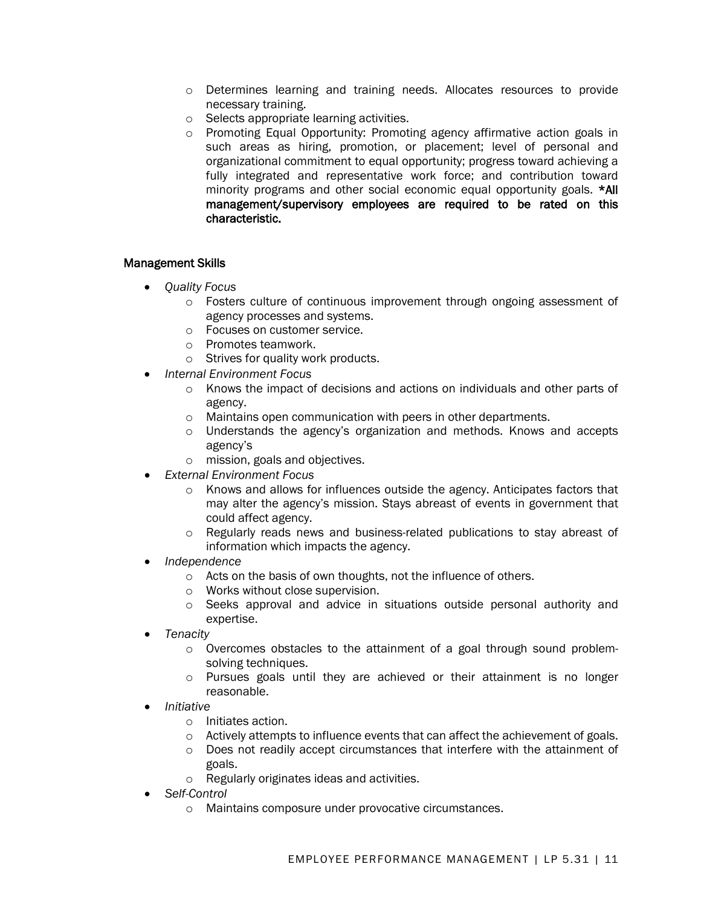- Determines learning and training needs. Allocates resources to provide necessary training.
  - Selects appropriate learning activities.
  - Promoting Equal Opportunity: Promoting agency affirmative action goals in such areas as hiring, promotion, or placement; level of personal and organizational commitment to equal opportunity; progress toward achieving a fully integrated and representative work force; and contribution toward minority programs and other social economic equal opportunity goals. **\*All management/supervisory employees are required to be rated on this characteristic.**

### Management Skills

- *Quality Focus*
  - Fosters culture of continuous improvement through ongoing assessment of agency processes and systems.
  - Focuses on customer service.
  - Promotes teamwork.
  - Strives for quality work products.
- *Internal Environment Focus*
  - Knows the impact of decisions and actions on individuals and other parts of agency.
  - Maintains open communication with peers in other departments.
  - Understands the agency's organization and methods. Knows and accepts agency's
  - mission, goals and objectives.
- *External Environment Focus*
  - Knows and allows for influences outside the agency. Anticipates factors that may alter the agency's mission. Stays abreast of events in government that could affect agency.
  - Regularly reads news and business-related publications to stay abreast of information which impacts the agency.
- *Independence*
  - Acts on the basis of own thoughts, not the influence of others.
  - Works without close supervision.
  - Seeks approval and advice in situations outside personal authority and expertise.
- *Tenacity*
  - Overcomes obstacles to the attainment of a goal through sound problem-solving techniques.
  - Pursues goals until they are achieved or their attainment is no longer reasonable.
- *Initiative*
  - Initiates action.
  - Actively attempts to influence events that can affect the achievement of goals.
  - Does not readily accept circumstances that interfere with the attainment of goals.
  - Regularly originates ideas and activities.
- *Self-Control*
  - Maintains composure under provocative circumstances.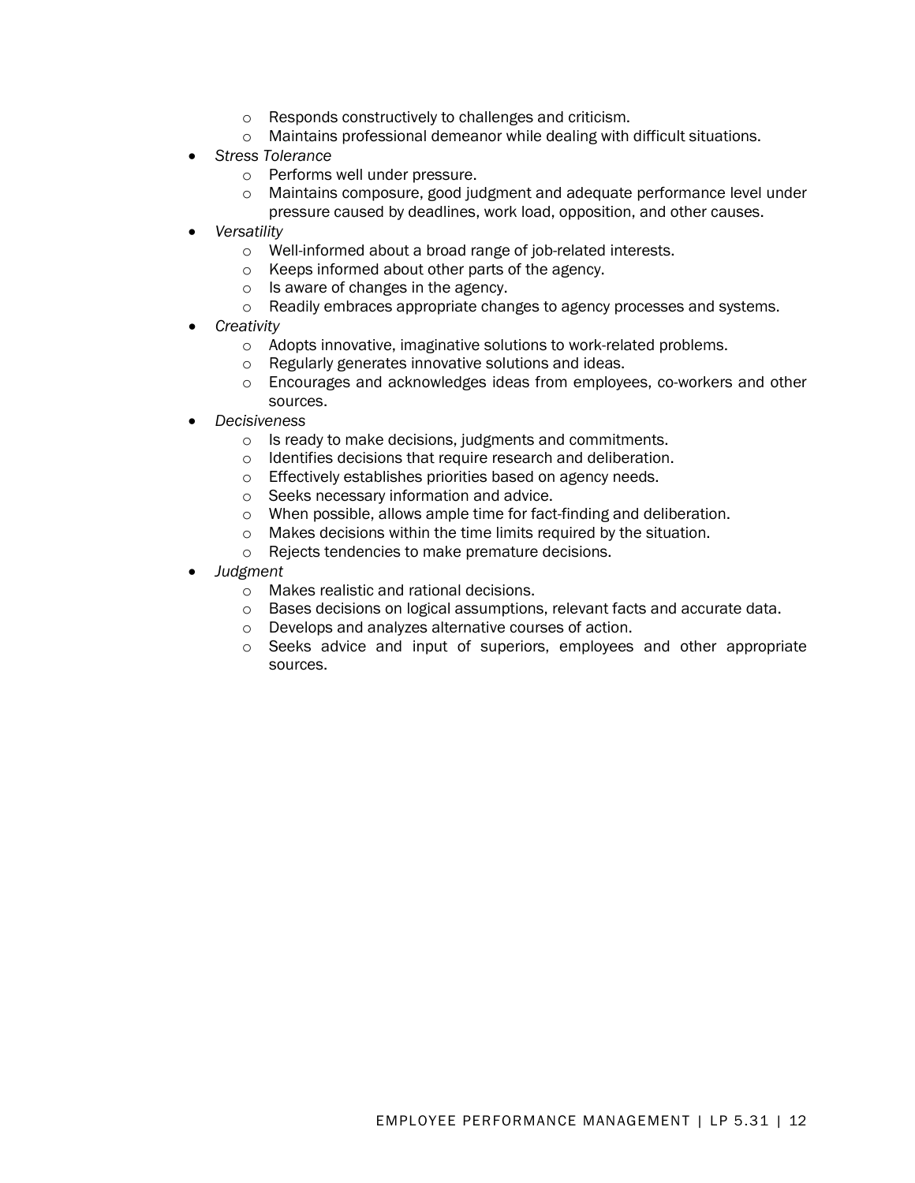- Responds constructively to challenges and criticism.
  - Maintains professional demeanor while dealing with difficult situations.
- *Stress Tolerance*
  - Performs well under pressure.
  - Maintains composure, good judgment and adequate performance level under pressure caused by deadlines, work load, opposition, and other causes.
- *Versatility*
  - Well-informed about a broad range of job-related interests.
  - Keeps informed about other parts of the agency.
  - Is aware of changes in the agency.
  - Readily embraces appropriate changes to agency processes and systems.
- *Creativity*
  - Adopts innovative, imaginative solutions to work-related problems.
  - Regularly generates innovative solutions and ideas.
  - Encourages and acknowledges ideas from employees, co-workers and other sources.
- *Decisiveness*
  - Is ready to make decisions, judgments and commitments.
  - Identifies decisions that require research and deliberation.
  - Effectively establishes priorities based on agency needs.
  - Seeks necessary information and advice.
  - When possible, allows ample time for fact-finding and deliberation.
  - Makes decisions within the time limits required by the situation.
  - Rejects tendencies to make premature decisions.
- *Judgment*
  - Makes realistic and rational decisions.
  - Bases decisions on logical assumptions, relevant facts and accurate data.
  - Develops and analyzes alternative courses of action.
  - Seeks advice and input of superiors, employees and other appropriate sources.